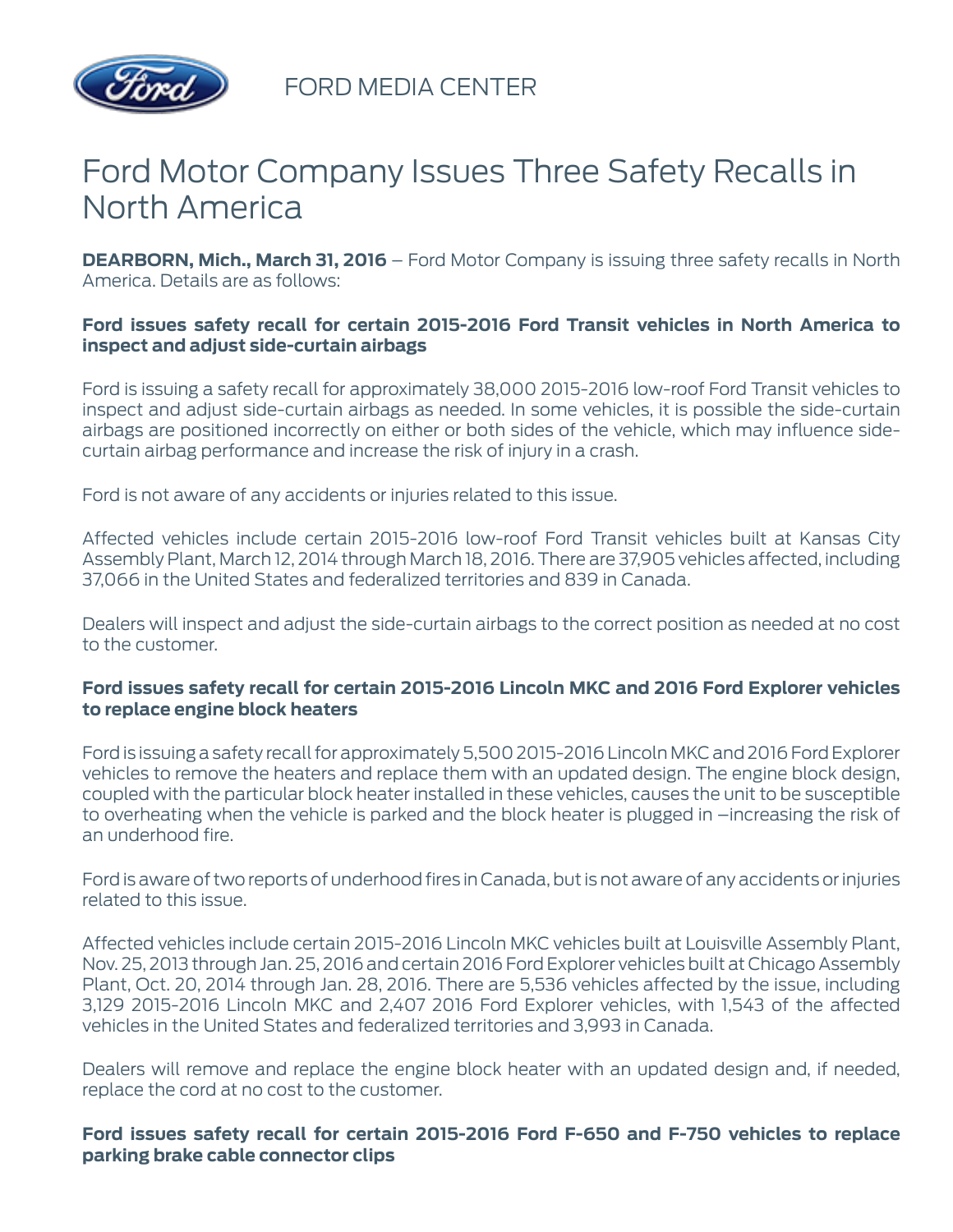FORD MEDIA CENTER

# Ford Motor Company Issues Three Safety Recalls in North America

**DEARBORN, Mich., March 31, 2016** – Ford Motor Company is issuing three safety recalls in North America. Details are as follows:

### Ford issues safety recall for certain 2015-2016 Ford Transit vehicles in North America to inspect and adjust side-curtain airbags

Ford is issuing a safety recall for approximately 38,000 2015-2016 low-roof Ford Transit vehicles to inspect and adjust side-curtain airbags as needed. In some vehicles, it is possible the side-curtain airbags are positioned incorrectly on either or both sides of the vehicle, which may influence side-curtain airbag performance and increase the risk of injury in a crash.

Ford is not aware of any accidents or injuries related to this issue.

Affected vehicles include certain 2015-2016 low-roof Ford Transit vehicles built at Kansas City Assembly Plant, March 12, 2014 through March 18, 2016. There are 37,905 vehicles affected, including 37,066 in the United States and federalized territories and 839 in Canada.

Dealers will inspect and adjust the side-curtain airbags to the correct position as needed at no cost to the customer.

### Ford issues safety recall for certain 2015-2016 Lincoln MKC and 2016 Ford Explorer vehicles to replace engine block heaters

Ford is issuing a safety recall for approximately 5,500 2015-2016 Lincoln MKC and 2016 Ford Explorer vehicles to remove the heaters and replace them with an updated design. The engine block design, coupled with the particular block heater installed in these vehicles, causes the unit to be susceptible to overheating when the vehicle is parked and the block heater is plugged in –increasing the risk of an underhood fire.

Ford is aware of two reports of underhood fires in Canada, but is not aware of any accidents or injuries related to this issue.

Affected vehicles include certain 2015-2016 Lincoln MKC vehicles built at Louisville Assembly Plant, Nov. 25, 2013 through Jan. 25, 2016 and certain 2016 Ford Explorer vehicles built at Chicago Assembly Plant, Oct. 20, 2014 through Jan. 28, 2016. There are 5,536 vehicles affected by the issue, including 3,129 2015-2016 Lincoln MKC and 2,407 2016 Ford Explorer vehicles, with 1,543 of the affected vehicles in the United States and federalized territories and 3,993 in Canada.

Dealers will remove and replace the engine block heater with an updated design and, if needed, replace the cord at no cost to the customer.

### Ford issues safety recall for certain 2015-2016 Ford F-650 and F-750 vehicles to replace parking brake cable connector clips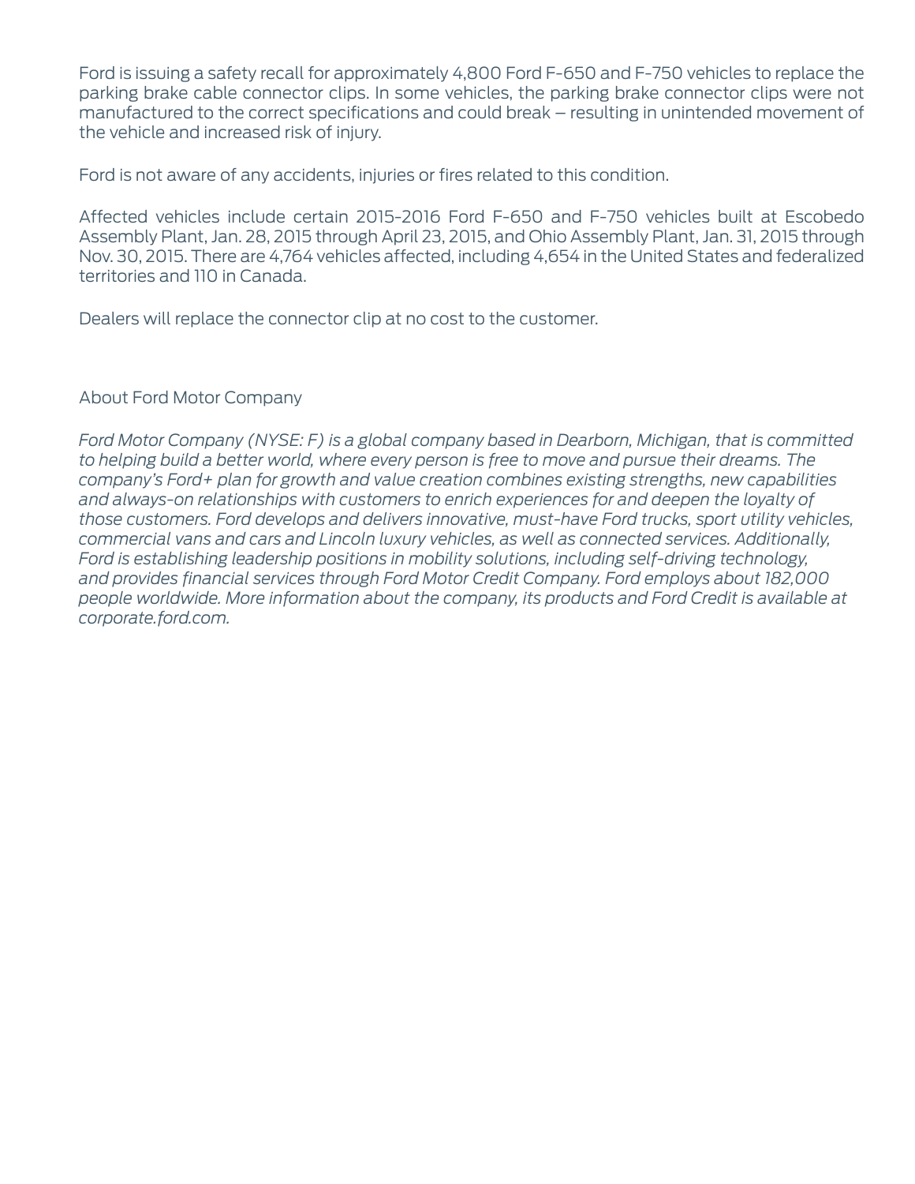Ford is issuing a safety recall for approximately 4,800 Ford F-650 and F-750 vehicles to replace the parking brake cable connector clips. In some vehicles, the parking brake connector clips were not manufactured to the correct specifications and could break – resulting in unintended movement of the vehicle and increased risk of injury.

Ford is not aware of any accidents, injuries or fires related to this condition.

Affected vehicles include certain 2015-2016 Ford F-650 and F-750 vehicles built at Escobedo Assembly Plant, Jan. 28, 2015 through April 23, 2015, and Ohio Assembly Plant, Jan. 31, 2015 through Nov. 30, 2015. There are 4,764 vehicles affected, including 4,654 in the United States and federalized territories and 110 in Canada.

Dealers will replace the connector clip at no cost to the customer.

About Ford Motor Company

*Ford Motor Company (NYSE: F) is a global company based in Dearborn, Michigan, that is committed to helping build a better world, where every person is free to move and pursue their dreams. The company's Ford+ plan for growth and value creation combines existing strengths, new capabilities and always-on relationships with customers to enrich experiences for and deepen the loyalty of those customers. Ford develops and delivers innovative, must-have Ford trucks, sport utility vehicles, commercial vans and cars and Lincoln luxury vehicles, as well as connected services. Additionally, Ford is establishing leadership positions in mobility solutions, including self-driving technology, and provides financial services through Ford Motor Credit Company. Ford employs about 182,000 people worldwide. More information about the company, its products and Ford Credit is available at corporate.ford.com.*